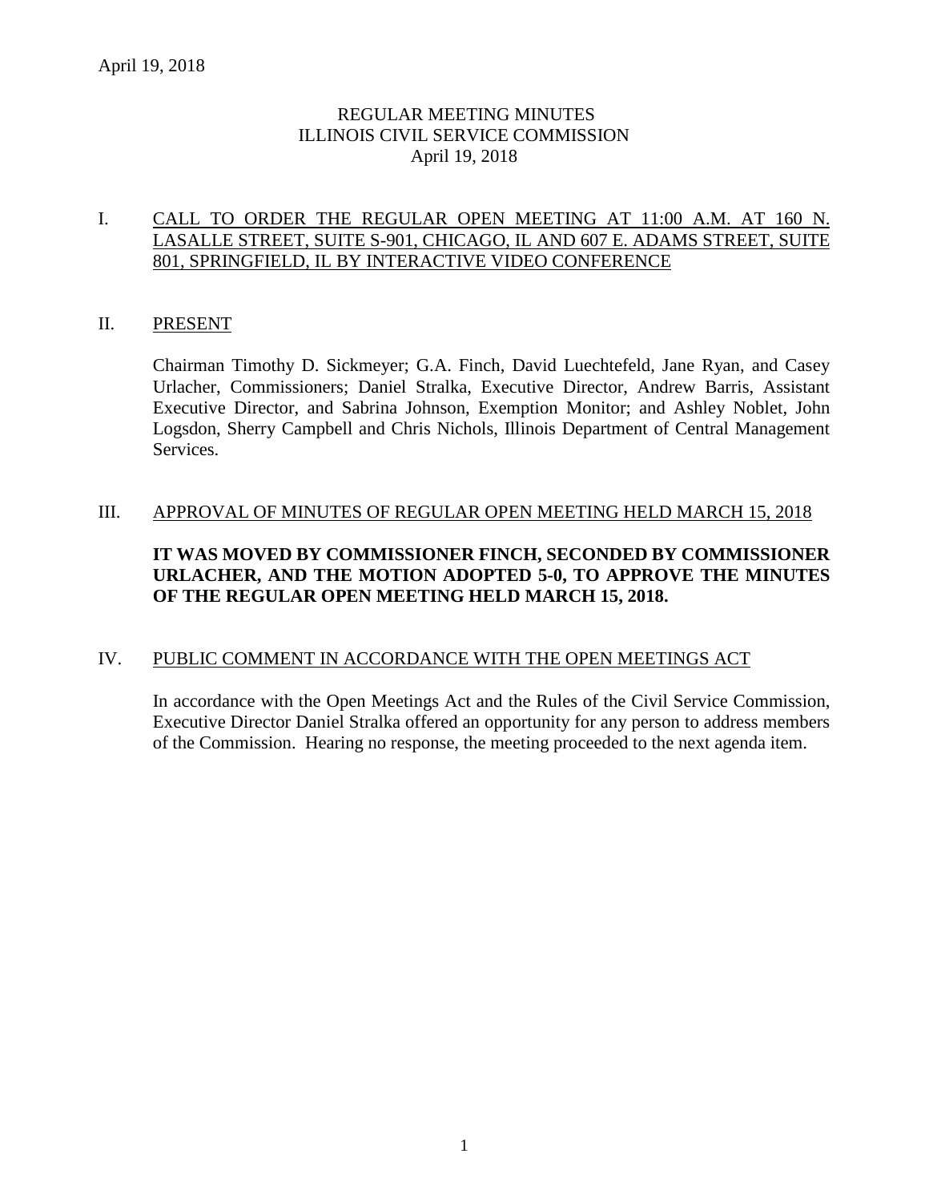# REGULAR MEETING MINUTES
# ILLINOIS CIVIL SERVICE COMMISSION
# April 19, 2018

## I. CALL TO ORDER THE REGULAR OPEN MEETING AT 11:00 A.M. AT 160 N. LASALLE STREET, SUITE S-901, CHICAGO, IL AND 607 E. ADAMS STREET, SUITE 801, SPRINGFIELD, IL BY INTERACTIVE VIDEO CONFERENCE

## II. PRESENT

Chairman Timothy D. Sickmeyer; G.A. Finch, David Luechtefeld, Jane Ryan, and Casey Urlacher, Commissioners; Daniel Stralka, Executive Director, Andrew Barris, Assistant Executive Director, and Sabrina Johnson, Exemption Monitor; and Ashley Noblet, John Logsdon, Sherry Campbell and Chris Nichols, Illinois Department of Central Management Services.

## III. APPROVAL OF MINUTES OF REGULAR OPEN MEETING HELD MARCH 15, 2018

**IT WAS MOVED BY COMMISSIONER FINCH, SECONDED BY COMMISSIONER URLACHER, AND THE MOTION ADOPTED 5-0, TO APPROVE THE MINUTES OF THE REGULAR OPEN MEETING HELD MARCH 15, 2018.**

## IV. PUBLIC COMMENT IN ACCORDANCE WITH THE OPEN MEETINGS ACT

In accordance with the Open Meetings Act and the Rules of the Civil Service Commission, Executive Director Daniel Stralka offered an opportunity for any person to address members of the Commission. Hearing no response, the meeting proceeded to the next agenda item.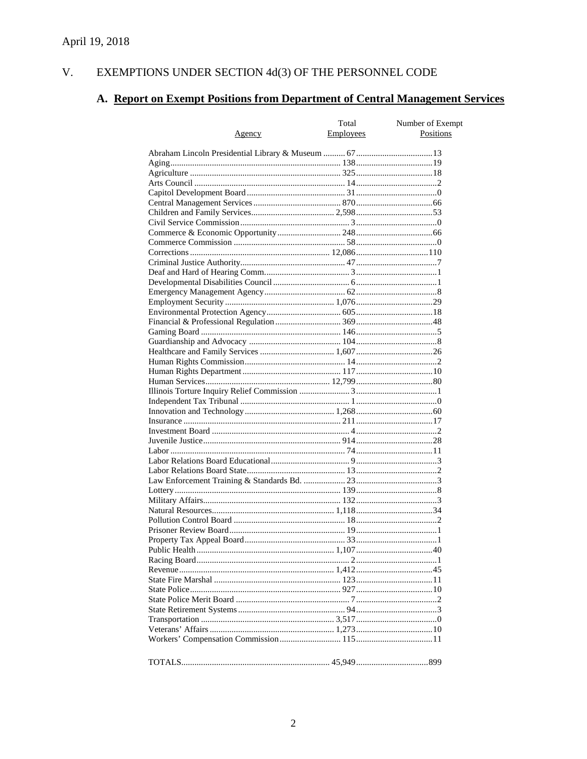April 19, 2018

## V. EXEMPTIONS UNDER SECTION 4d(3) OF THE PERSONNEL CODE

### A. Report on Exempt Positions from Department of Central Management Services

| Agency | Total Employees | Number of Exempt Positions |
|---|---|---|
| Abraham Lincoln Presidential Library & Museum | 67 | 13 |
| Aging | 138 | 19 |
| Agriculture | 325 | 18 |
| Arts Council | 14 | 2 |
| Capitol Development Board | 31 | 0 |
| Central Management Services | 870 | 66 |
| Children and Family Services | 2,598 | 53 |
| Civil Service Commission | 3 | 0 |
| Commerce & Economic Opportunity | 248 | 66 |
| Commerce Commission | 58 | 0 |
| Corrections | 12,086 | 110 |
| Criminal Justice Authority | 47 | 7 |
| Deaf and Hard of Hearing Comm. | 3 | 1 |
| Developmental Disabilities Council | 6 | 1 |
| Emergency Management Agency | 62 | 8 |
| Employment Security | 1,076 | 29 |
| Environmental Protection Agency | 605 | 18 |
| Financial & Professional Regulation | 369 | 48 |
| Gaming Board | 146 | 5 |
| Guardianship and Advocacy | 104 | 8 |
| Healthcare and Family Services | 1,607 | 26 |
| Human Rights Commission | 14 | 2 |
| Human Rights Department | 117 | 10 |
| Human Services | 12,799 | 80 |
| Illinois Torture Inquiry Relief Commission | 3 | 1 |
| Independent Tax Tribunal | 1 | 0 |
| Innovation and Technology | 1,268 | 60 |
| Insurance | 211 | 17 |
| Investment Board | 4 | 2 |
| Juvenile Justice | 914 | 28 |
| Labor | 74 | 11 |
| Labor Relations Board Educational | 9 | 3 |
| Labor Relations Board State | 13 | 2 |
| Law Enforcement Training & Standards Bd. | 23 | 3 |
| Lottery | 139 | 8 |
| Military Affairs | 132 | 3 |
| Natural Resources | 1,118 | 34 |
| Pollution Control Board | 18 | 2 |
| Prisoner Review Board | 19 | 1 |
| Property Tax Appeal Board | 33 | 1 |
| Public Health | 1,107 | 40 |
| Racing Board | 2 | 1 |
| Revenue | 1,412 | 45 |
| State Fire Marshal | 123 | 11 |
| State Police | 927 | 10 |
| State Police Merit Board | 7 | 2 |
| State Retirement Systems | 94 | 3 |
| Transportation | 3,517 | 0 |
| Veterans' Affairs | 1,273 | 10 |
| Workers' Compensation Commission | 115 | 11 |
| TOTALS | 45,949 | 899 |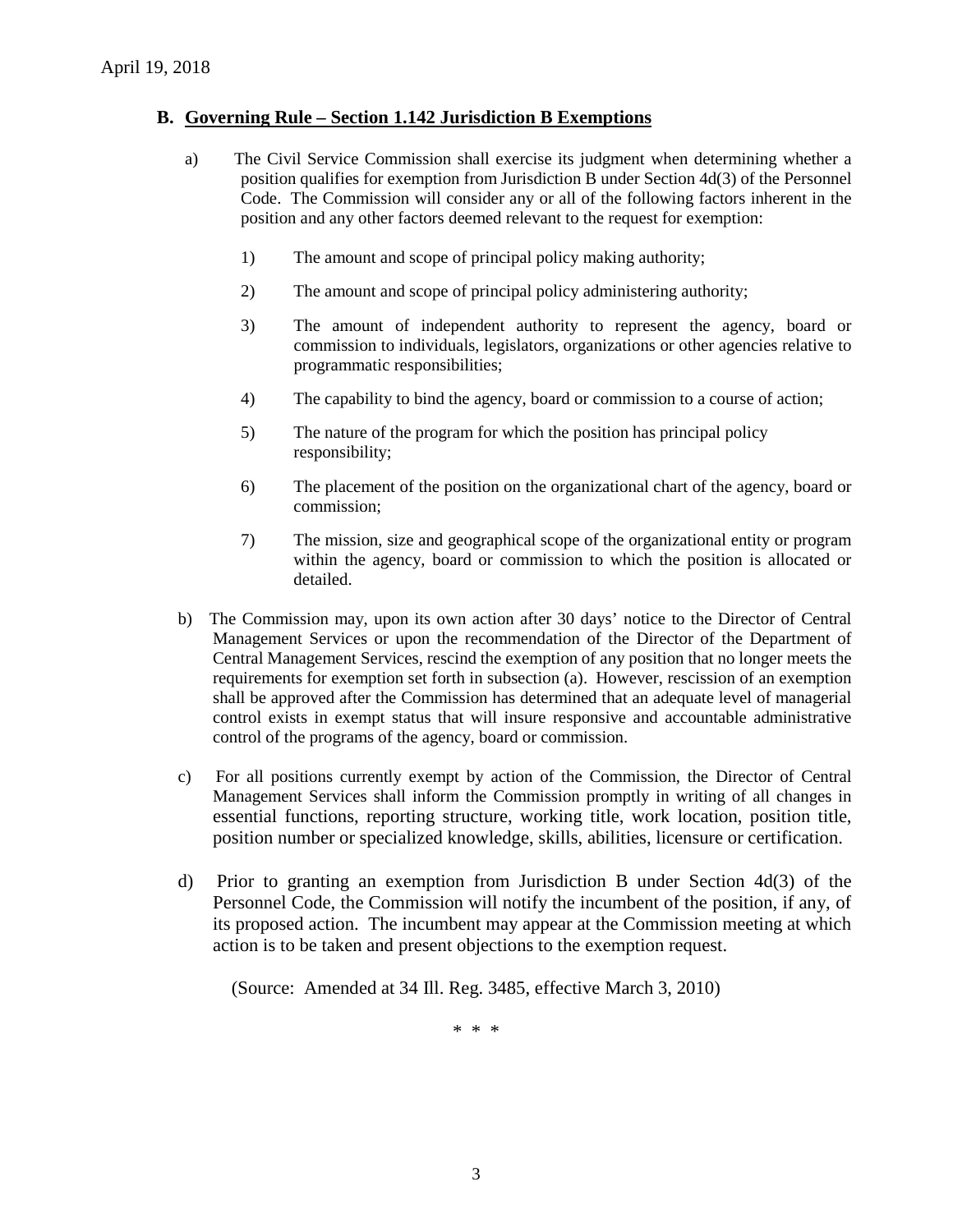## B. Governing Rule – Section 1.142 Jurisdiction B Exemptions

a) The Civil Service Commission shall exercise its judgment when determining whether a position qualifies for exemption from Jurisdiction B under Section 4d(3) of the Personnel Code. The Commission will consider any or all of the following factors inherent in the position and any other factors deemed relevant to the request for exemption:

1) The amount and scope of principal policy making authority;

2) The amount and scope of principal policy administering authority;

3) The amount of independent authority to represent the agency, board or commission to individuals, legislators, organizations or other agencies relative to programmatic responsibilities;

4) The capability to bind the agency, board or commission to a course of action;

5) The nature of the program for which the position has principal policy responsibility;

6) The placement of the position on the organizational chart of the agency, board or commission;

7) The mission, size and geographical scope of the organizational entity or program within the agency, board or commission to which the position is allocated or detailed.

b) The Commission may, upon its own action after 30 days' notice to the Director of Central Management Services or upon the recommendation of the Director of the Department of Central Management Services, rescind the exemption of any position that no longer meets the requirements for exemption set forth in subsection (a). However, rescission of an exemption shall be approved after the Commission has determined that an adequate level of managerial control exists in exempt status that will insure responsive and accountable administrative control of the programs of the agency, board or commission.

c) For all positions currently exempt by action of the Commission, the Director of Central Management Services shall inform the Commission promptly in writing of all changes in essential functions, reporting structure, working title, work location, position title, position number or specialized knowledge, skills, abilities, licensure or certification.

d) Prior to granting an exemption from Jurisdiction B under Section 4d(3) of the Personnel Code, the Commission will notify the incumbent of the position, if any, of its proposed action. The incumbent may appear at the Commission meeting at which action is to be taken and present objections to the exemption request.

(Source: Amended at 34 Ill. Reg. 3485, effective March 3, 2010)

\* \* \*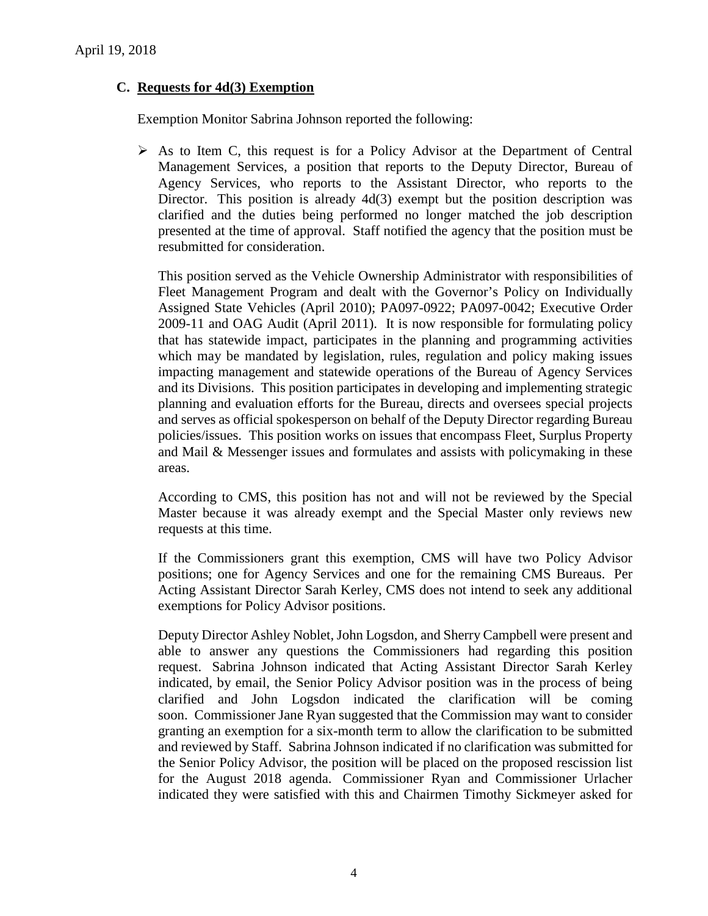## C. Requests for 4d(3) Exemption

Exemption Monitor Sabrina Johnson reported the following:

- As to Item C, this request is for a Policy Advisor at the Department of Central Management Services, a position that reports to the Deputy Director, Bureau of Agency Services, who reports to the Assistant Director, who reports to the Director. This position is already 4d(3) exempt but the position description was clarified and the duties being performed no longer matched the job description presented at the time of approval. Staff notified the agency that the position must be resubmitted for consideration.

  This position served as the Vehicle Ownership Administrator with responsibilities of Fleet Management Program and dealt with the Governor's Policy on Individually Assigned State Vehicles (April 2010); PA097-0922; PA097-0042; Executive Order 2009-11 and OAG Audit (April 2011). It is now responsible for formulating policy that has statewide impact, participates in the planning and programming activities which may be mandated by legislation, rules, regulation and policy making issues impacting management and statewide operations of the Bureau of Agency Services and its Divisions. This position participates in developing and implementing strategic planning and evaluation efforts for the Bureau, directs and oversees special projects and serves as official spokesperson on behalf of the Deputy Director regarding Bureau policies/issues. This position works on issues that encompass Fleet, Surplus Property and Mail & Messenger issues and formulates and assists with policymaking in these areas.

  According to CMS, this position has not and will not be reviewed by the Special Master because it was already exempt and the Special Master only reviews new requests at this time.

  If the Commissioners grant this exemption, CMS will have two Policy Advisor positions; one for Agency Services and one for the remaining CMS Bureaus. Per Acting Assistant Director Sarah Kerley, CMS does not intend to seek any additional exemptions for Policy Advisor positions.

  Deputy Director Ashley Noblet, John Logsdon, and Sherry Campbell were present and able to answer any questions the Commissioners had regarding this position request. Sabrina Johnson indicated that Acting Assistant Director Sarah Kerley indicated, by email, the Senior Policy Advisor position was in the process of being clarified and John Logsdon indicated the clarification will be coming soon. Commissioner Jane Ryan suggested that the Commission may want to consider granting an exemption for a six-month term to allow the clarification to be submitted and reviewed by Staff. Sabrina Johnson indicated if no clarification was submitted for the Senior Policy Advisor, the position will be placed on the proposed rescission list for the August 2018 agenda. Commissioner Ryan and Commissioner Urlacher indicated they were satisfied with this and Chairmen Timothy Sickmeyer asked for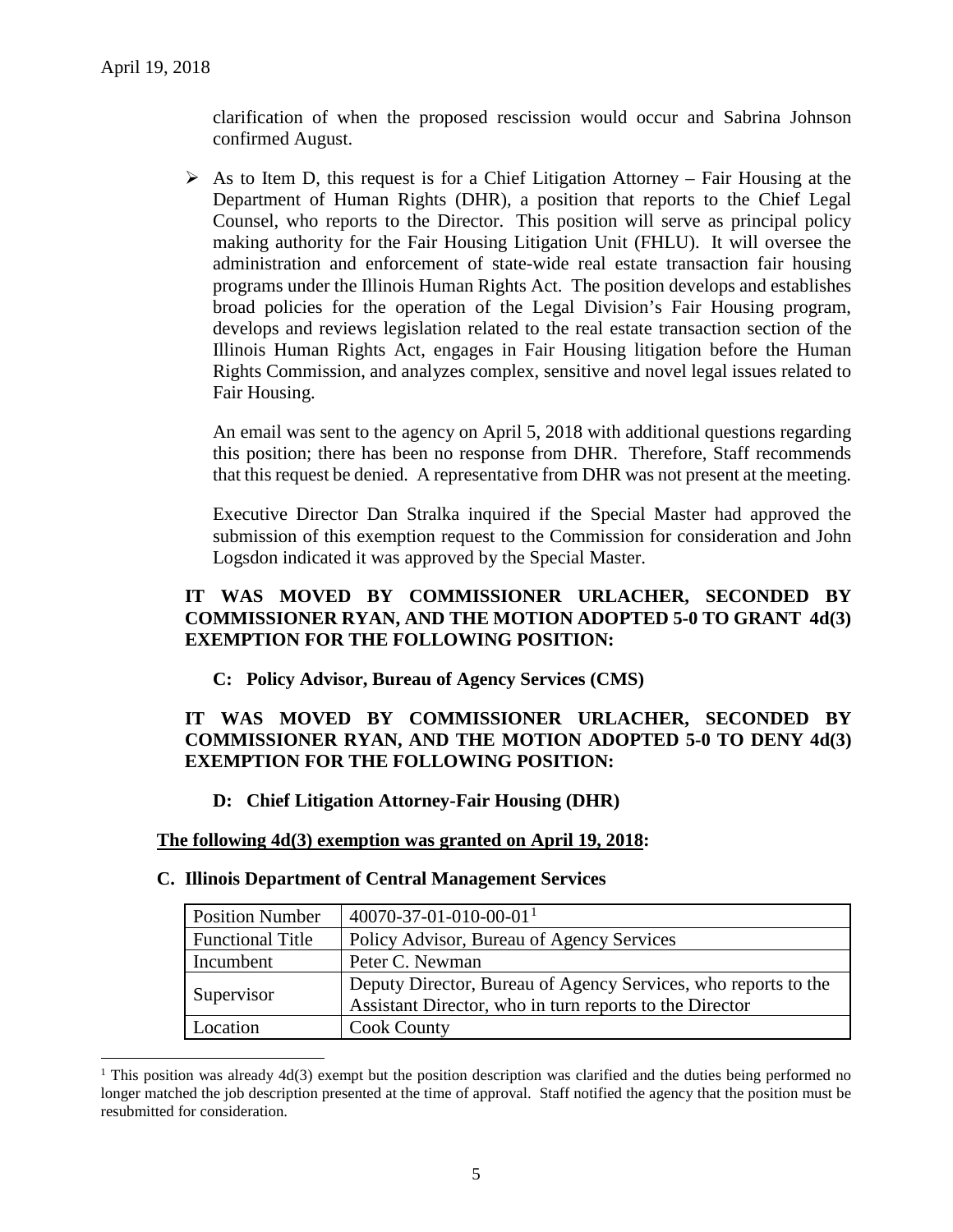clarification of when the proposed rescission would occur and Sabrina Johnson confirmed August.

- As to Item D, this request is for a Chief Litigation Attorney – Fair Housing at the Department of Human Rights (DHR), a position that reports to the Chief Legal Counsel, who reports to the Director. This position will serve as principal policy making authority for the Fair Housing Litigation Unit (FHLU). It will oversee the administration and enforcement of state-wide real estate transaction fair housing programs under the Illinois Human Rights Act. The position develops and establishes broad policies for the operation of the Legal Division's Fair Housing program, develops and reviews legislation related to the real estate transaction section of the Illinois Human Rights Act, engages in Fair Housing litigation before the Human Rights Commission, and analyzes complex, sensitive and novel legal issues related to Fair Housing.

  An email was sent to the agency on April 5, 2018 with additional questions regarding this position; there has been no response from DHR. Therefore, Staff recommends that this request be denied. A representative from DHR was not present at the meeting.

  Executive Director Dan Stralka inquired if the Special Master had approved the submission of this exemption request to the Commission for consideration and John Logsdon indicated it was approved by the Special Master.

**IT WAS MOVED BY COMMISSIONER URLACHER, SECONDED BY COMMISSIONER RYAN, AND THE MOTION ADOPTED 5-0 TO GRANT 4d(3) EXEMPTION FOR THE FOLLOWING POSITION:**

**C: Policy Advisor, Bureau of Agency Services (CMS)**

**IT WAS MOVED BY COMMISSIONER URLACHER, SECONDED BY COMMISSIONER RYAN, AND THE MOTION ADOPTED 5-0 TO DENY 4d(3) EXEMPTION FOR THE FOLLOWING POSITION:**

**D: Chief Litigation Attorney-Fair Housing (DHR)**

**The following 4d(3) exemption was granted on April 19, 2018:**

**C. Illinois Department of Central Management Services**

| Position Number | 40070-37-01-010-00-01[1] |
|---|---|
| Functional Title | Policy Advisor, Bureau of Agency Services |
| Incumbent | Peter C. Newman |
| Supervisor | Deputy Director, Bureau of Agency Services, who reports to the Assistant Director, who in turn reports to the Director |
| Location | Cook County |

[1] This position was already 4d(3) exempt but the position description was clarified and the duties being performed no longer matched the job description presented at the time of approval. Staff notified the agency that the position must be resubmitted for consideration.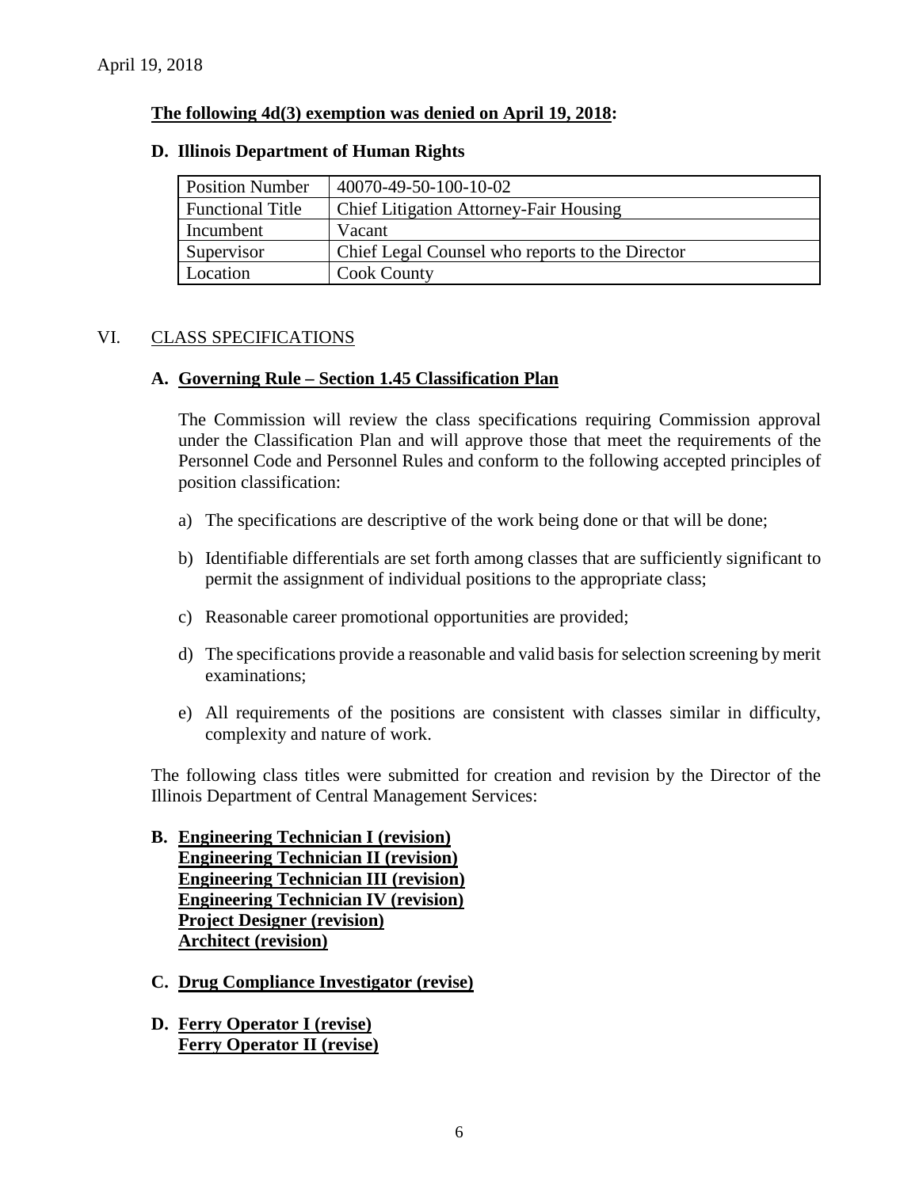April 19, 2018

**The following 4d(3) exemption was denied on April 19, 2018:**

**D. Illinois Department of Human Rights**

| Position Number | 40070-49-50-100-10-02 |
|---|---|
| Functional Title | Chief Litigation Attorney-Fair Housing |
| Incumbent | Vacant |
| Supervisor | Chief Legal Counsel who reports to the Director |
| Location | Cook County |

## VI. CLASS SPECIFICATIONS

### A. Governing Rule – Section 1.45 Classification Plan

The Commission will review the class specifications requiring Commission approval under the Classification Plan and will approve those that meet the requirements of the Personnel Code and Personnel Rules and conform to the following accepted principles of position classification:

a) The specifications are descriptive of the work being done or that will be done;

b) Identifiable differentials are set forth among classes that are sufficiently significant to permit the assignment of individual positions to the appropriate class;

c) Reasonable career promotional opportunities are provided;

d) The specifications provide a reasonable and valid basis for selection screening by merit examinations;

e) All requirements of the positions are consistent with classes similar in difficulty, complexity and nature of work.

The following class titles were submitted for creation and revision by the Director of the Illinois Department of Central Management Services:

**B. Engineering Technician I (revision)**
**Engineering Technician II (revision)**
**Engineering Technician III (revision)**
**Engineering Technician IV (revision)**
**Project Designer (revision)**
**Architect (revision)**

**C. Drug Compliance Investigator (revise)**

**D. Ferry Operator I (revise)**
**Ferry Operator II (revise)**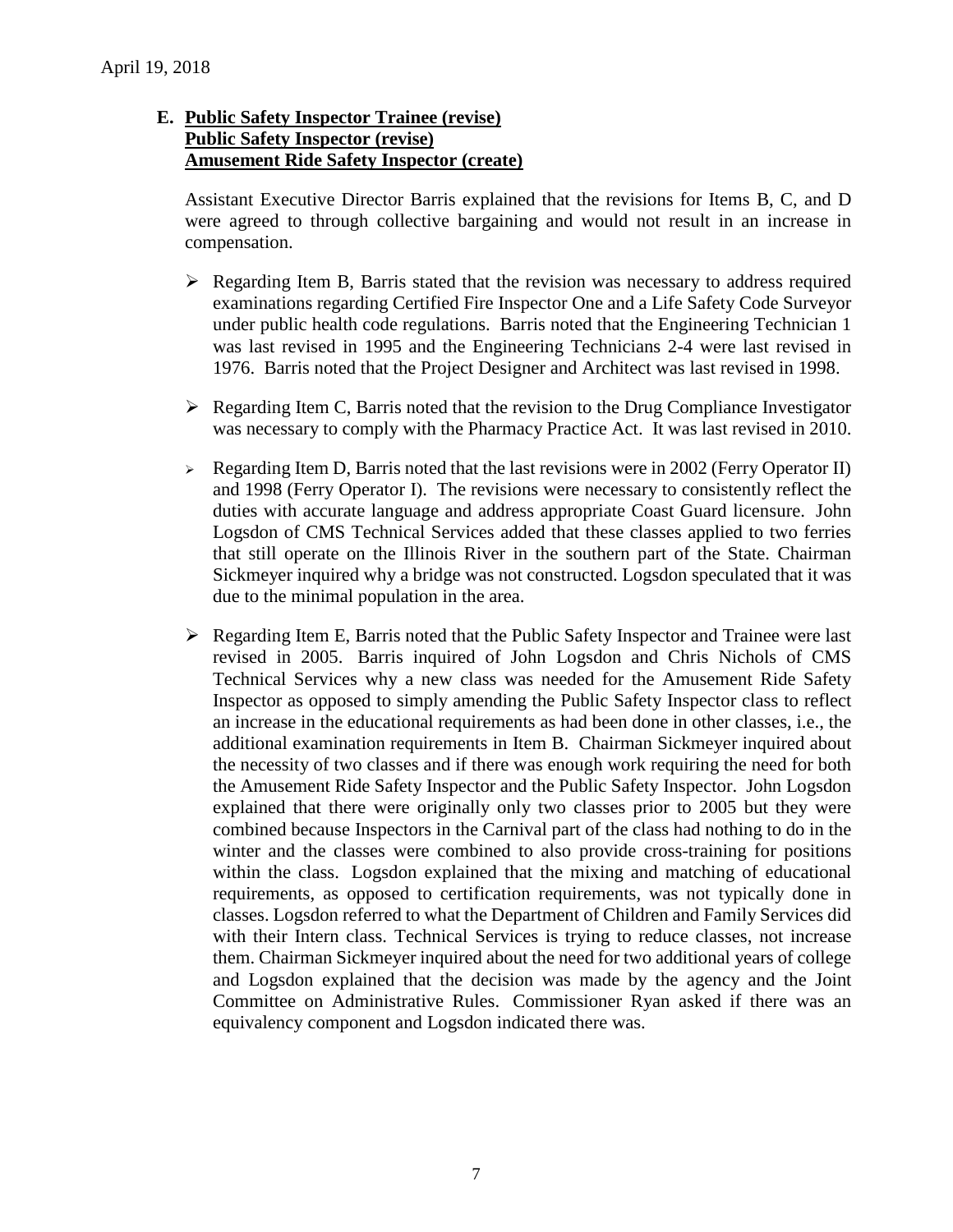April 19, 2018

**E. Public Safety Inspector Trainee (revise)**
**Public Safety Inspector (revise)**
**Amusement Ride Safety Inspector (create)**

Assistant Executive Director Barris explained that the revisions for Items B, C, and D were agreed to through collective bargaining and would not result in an increase in compensation.

- Regarding Item B, Barris stated that the revision was necessary to address required examinations regarding Certified Fire Inspector One and a Life Safety Code Surveyor under public health code regulations. Barris noted that the Engineering Technician 1 was last revised in 1995 and the Engineering Technicians 2-4 were last revised in 1976. Barris noted that the Project Designer and Architect was last revised in 1998.
- Regarding Item C, Barris noted that the revision to the Drug Compliance Investigator was necessary to comply with the Pharmacy Practice Act. It was last revised in 2010.
- Regarding Item D, Barris noted that the last revisions were in 2002 (Ferry Operator II) and 1998 (Ferry Operator I). The revisions were necessary to consistently reflect the duties with accurate language and address appropriate Coast Guard licensure. John Logsdon of CMS Technical Services added that these classes applied to two ferries that still operate on the Illinois River in the southern part of the State. Chairman Sickmeyer inquired why a bridge was not constructed. Logsdon speculated that it was due to the minimal population in the area.
- Regarding Item E, Barris noted that the Public Safety Inspector and Trainee were last revised in 2005. Barris inquired of John Logsdon and Chris Nichols of CMS Technical Services why a new class was needed for the Amusement Ride Safety Inspector as opposed to simply amending the Public Safety Inspector class to reflect an increase in the educational requirements as had been done in other classes, i.e., the additional examination requirements in Item B. Chairman Sickmeyer inquired about the necessity of two classes and if there was enough work requiring the need for both the Amusement Ride Safety Inspector and the Public Safety Inspector. John Logsdon explained that there were originally only two classes prior to 2005 but they were combined because Inspectors in the Carnival part of the class had nothing to do in the winter and the classes were combined to also provide cross-training for positions within the class. Logsdon explained that the mixing and matching of educational requirements, as opposed to certification requirements, was not typically done in classes. Logsdon referred to what the Department of Children and Family Services did with their Intern class. Technical Services is trying to reduce classes, not increase them. Chairman Sickmeyer inquired about the need for two additional years of college and Logsdon explained that the decision was made by the agency and the Joint Committee on Administrative Rules. Commissioner Ryan asked if there was an equivalency component and Logsdon indicated there was.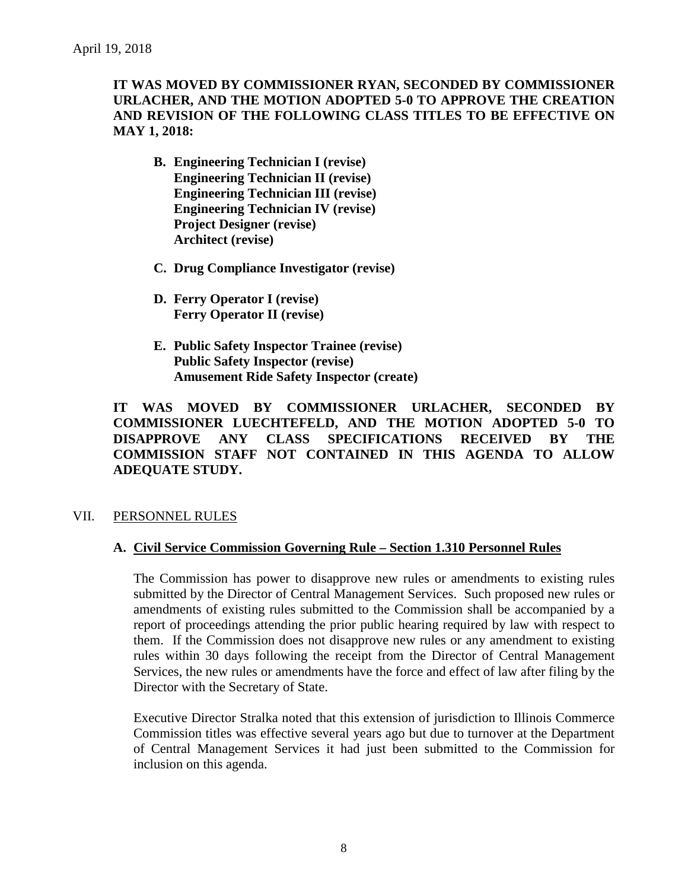**IT WAS MOVED BY COMMISSIONER RYAN, SECONDED BY COMMISSIONER URLACHER, AND THE MOTION ADOPTED 5-0 TO APPROVE THE CREATION AND REVISION OF THE FOLLOWING CLASS TITLES TO BE EFFECTIVE ON MAY 1, 2018:**

**B. Engineering Technician I (revise)**
**Engineering Technician II (revise)**
**Engineering Technician III (revise)**
**Engineering Technician IV (revise)**
**Project Designer (revise)**
**Architect (revise)**

**C. Drug Compliance Investigator (revise)**

**D. Ferry Operator I (revise)**
**Ferry Operator II (revise)**

**E. Public Safety Inspector Trainee (revise)**
**Public Safety Inspector (revise)**
**Amusement Ride Safety Inspector (create)**

**IT WAS MOVED BY COMMISSIONER URLACHER, SECONDED BY COMMISSIONER LUECHTEFELD, AND THE MOTION ADOPTED 5-0 TO DISAPPROVE ANY CLASS SPECIFICATIONS RECEIVED BY THE COMMISSION STAFF NOT CONTAINED IN THIS AGENDA TO ALLOW ADEQUATE STUDY.**

## VII. PERSONNEL RULES

### A. Civil Service Commission Governing Rule – Section 1.310 Personnel Rules

The Commission has power to disapprove new rules or amendments to existing rules submitted by the Director of Central Management Services. Such proposed new rules or amendments of existing rules submitted to the Commission shall be accompanied by a report of proceedings attending the prior public hearing required by law with respect to them. If the Commission does not disapprove new rules or any amendment to existing rules within 30 days following the receipt from the Director of Central Management Services, the new rules or amendments have the force and effect of law after filing by the Director with the Secretary of State.

Executive Director Stralka noted that this extension of jurisdiction to Illinois Commerce Commission titles was effective several years ago but due to turnover at the Department of Central Management Services it had just been submitted to the Commission for inclusion on this agenda.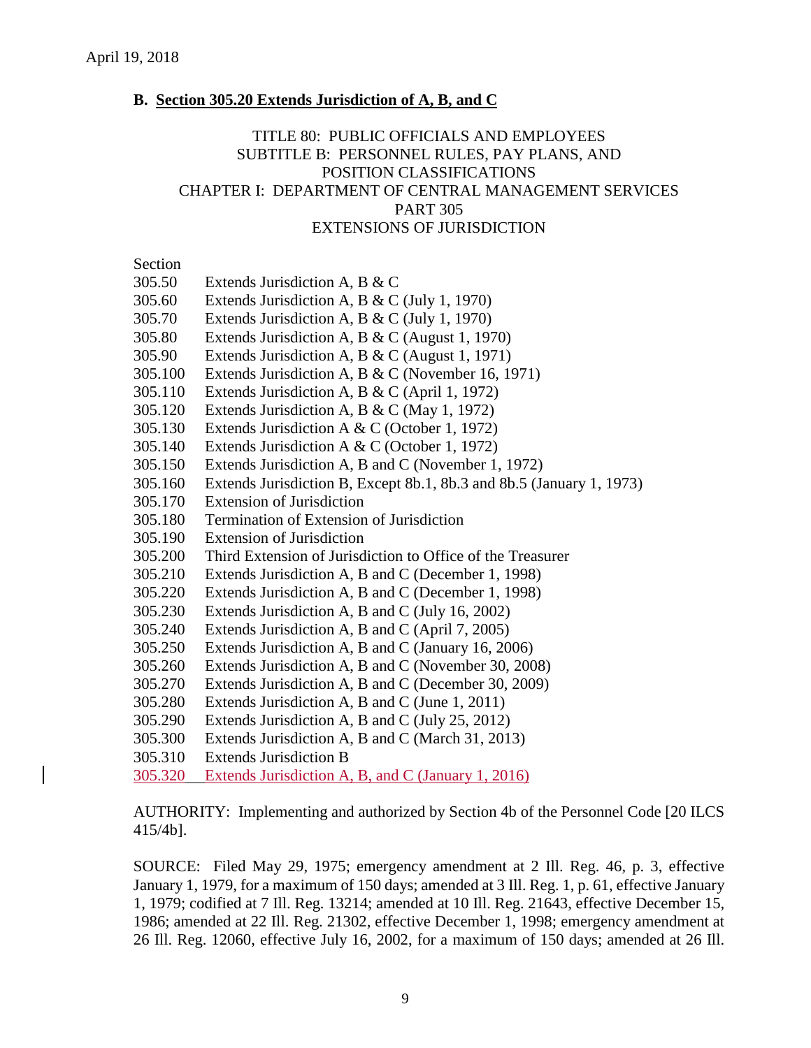April 19, 2018

**B. Section 305.20 Extends Jurisdiction of A, B, and C**

TITLE 80: PUBLIC OFFICIALS AND EMPLOYEES
SUBTITLE B: PERSONNEL RULES, PAY PLANS, AND POSITION CLASSIFICATIONS
CHAPTER I: DEPARTMENT OF CENTRAL MANAGEMENT SERVICES
PART 305
EXTENSIONS OF JURISDICTION

| Section | |
|---|---|
| 305.50 | Extends Jurisdiction A, B & C |
| 305.60 | Extends Jurisdiction A, B & C (July 1, 1970) |
| 305.70 | Extends Jurisdiction A, B & C (July 1, 1970) |
| 305.80 | Extends Jurisdiction A, B & C (August 1, 1970) |
| 305.90 | Extends Jurisdiction A, B & C (August 1, 1971) |
| 305.100 | Extends Jurisdiction A, B & C (November 16, 1971) |
| 305.110 | Extends Jurisdiction A, B & C (April 1, 1972) |
| 305.120 | Extends Jurisdiction A, B & C (May 1, 1972) |
| 305.130 | Extends Jurisdiction A & C (October 1, 1972) |
| 305.140 | Extends Jurisdiction A & C (October 1, 1972) |
| 305.150 | Extends Jurisdiction A, B and C (November 1, 1972) |
| 305.160 | Extends Jurisdiction B, Except 8b.1, 8b.3 and 8b.5 (January 1, 1973) |
| 305.170 | Extension of Jurisdiction |
| 305.180 | Termination of Extension of Jurisdiction |
| 305.190 | Extension of Jurisdiction |
| 305.200 | Third Extension of Jurisdiction to Office of the Treasurer |
| 305.210 | Extends Jurisdiction A, B and C (December 1, 1998) |
| 305.220 | Extends Jurisdiction A, B and C (December 1, 1998) |
| 305.230 | Extends Jurisdiction A, B and C (July 16, 2002) |
| 305.240 | Extends Jurisdiction A, B and C (April 7, 2005) |
| 305.250 | Extends Jurisdiction A, B and C (January 16, 2006) |
| 305.260 | Extends Jurisdiction A, B and C (November 30, 2008) |
| 305.270 | Extends Jurisdiction A, B and C (December 30, 2009) |
| 305.280 | Extends Jurisdiction A, B and C (June 1, 2011) |
| 305.290 | Extends Jurisdiction A, B and C (July 25, 2012) |
| 305.300 | Extends Jurisdiction A, B and C (March 31, 2013) |
| 305.310 | Extends Jurisdiction B |
| 305.320 | Extends Jurisdiction A, B, and C (January 1, 2016) |

AUTHORITY: Implementing and authorized by Section 4b of the Personnel Code [20 ILCS 415/4b].

SOURCE: Filed May 29, 1975; emergency amendment at 2 Ill. Reg. 46, p. 3, effective January 1, 1979, for a maximum of 150 days; amended at 3 Ill. Reg. 1, p. 61, effective January 1, 1979; codified at 7 Ill. Reg. 13214; amended at 10 Ill. Reg. 21643, effective December 15, 1986; amended at 22 Ill. Reg. 21302, effective December 1, 1998; emergency amendment at 26 Ill. Reg. 12060, effective July 16, 2002, for a maximum of 150 days; amended at 26 Ill.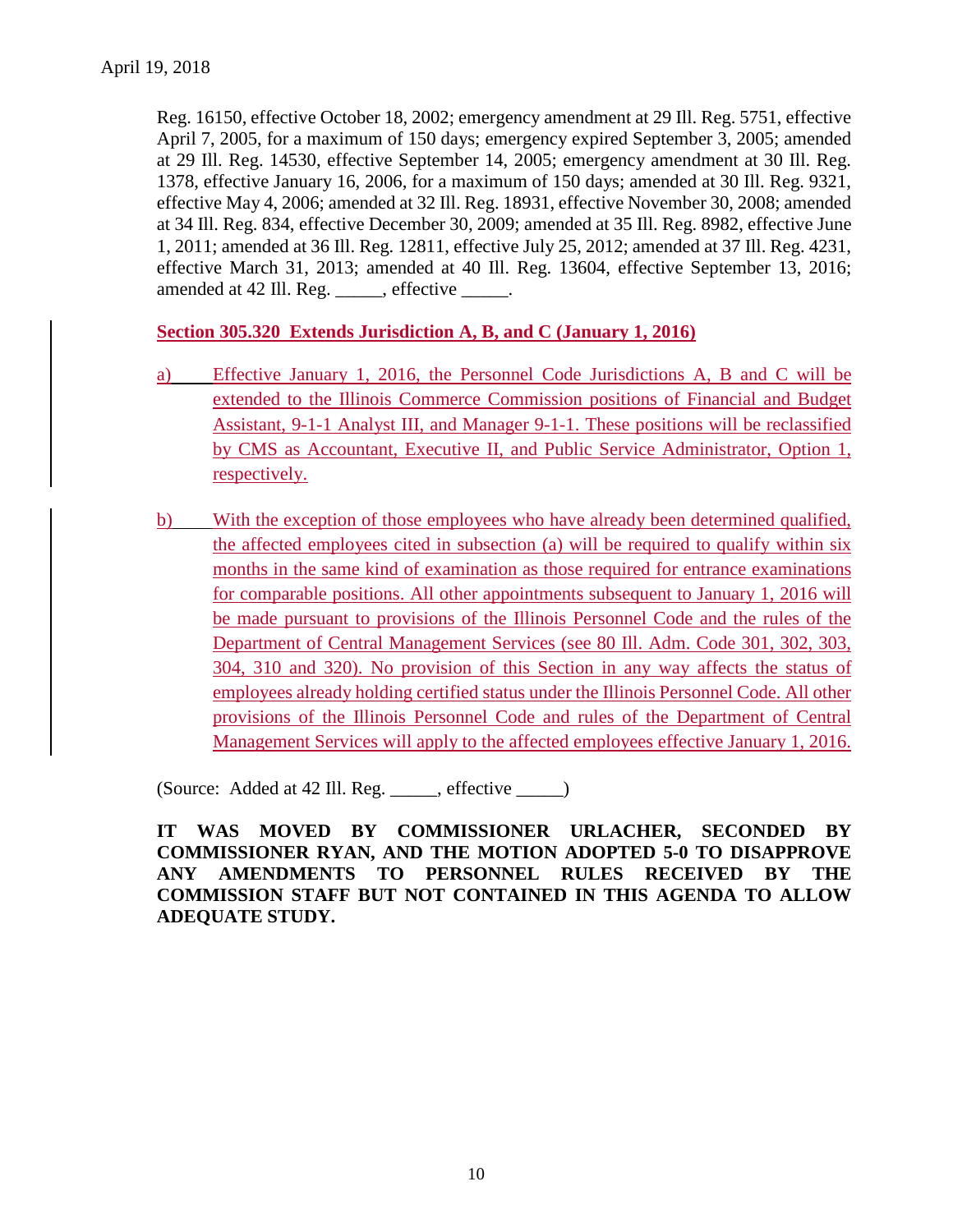Reg. 16150, effective October 18, 2002; emergency amendment at 29 Ill. Reg. 5751, effective April 7, 2005, for a maximum of 150 days; emergency expired September 3, 2005; amended at 29 Ill. Reg. 14530, effective September 14, 2005; emergency amendment at 30 Ill. Reg. 1378, effective January 16, 2006, for a maximum of 150 days; amended at 30 Ill. Reg. 9321, effective May 4, 2006; amended at 32 Ill. Reg. 18931, effective November 30, 2008; amended at 34 Ill. Reg. 834, effective December 30, 2009; amended at 35 Ill. Reg. 8982, effective June 1, 2011; amended at 36 Ill. Reg. 12811, effective July 25, 2012; amended at 37 Ill. Reg. 4231, effective March 31, 2013; amended at 40 Ill. Reg. 13604, effective September 13, 2016; amended at 42 Ill. Reg. _____, effective _____.

**Section 305.320 Extends Jurisdiction A, B, and C (January 1, 2016)**

a) Effective January 1, 2016, the Personnel Code Jurisdictions A, B and C will be extended to the Illinois Commerce Commission positions of Financial and Budget Assistant, 9-1-1 Analyst III, and Manager 9-1-1. These positions will be reclassified by CMS as Accountant, Executive II, and Public Service Administrator, Option 1, respectively.

b) With the exception of those employees who have already been determined qualified, the affected employees cited in subsection (a) will be required to qualify within six months in the same kind of examination as those required for entrance examinations for comparable positions. All other appointments subsequent to January 1, 2016 will be made pursuant to provisions of the Illinois Personnel Code and the rules of the Department of Central Management Services (see 80 Ill. Adm. Code 301, 302, 303, 304, 310 and 320). No provision of this Section in any way affects the status of employees already holding certified status under the Illinois Personnel Code. All other provisions of the Illinois Personnel Code and rules of the Department of Central Management Services will apply to the affected employees effective January 1, 2016.

(Source: Added at 42 Ill. Reg. _____, effective _____)

**IT WAS MOVED BY COMMISSIONER URLACHER, SECONDED BY COMMISSIONER RYAN, AND THE MOTION ADOPTED 5-0 TO DISAPPROVE ANY AMENDMENTS TO PERSONNEL RULES RECEIVED BY THE COMMISSION STAFF BUT NOT CONTAINED IN THIS AGENDA TO ALLOW ADEQUATE STUDY.**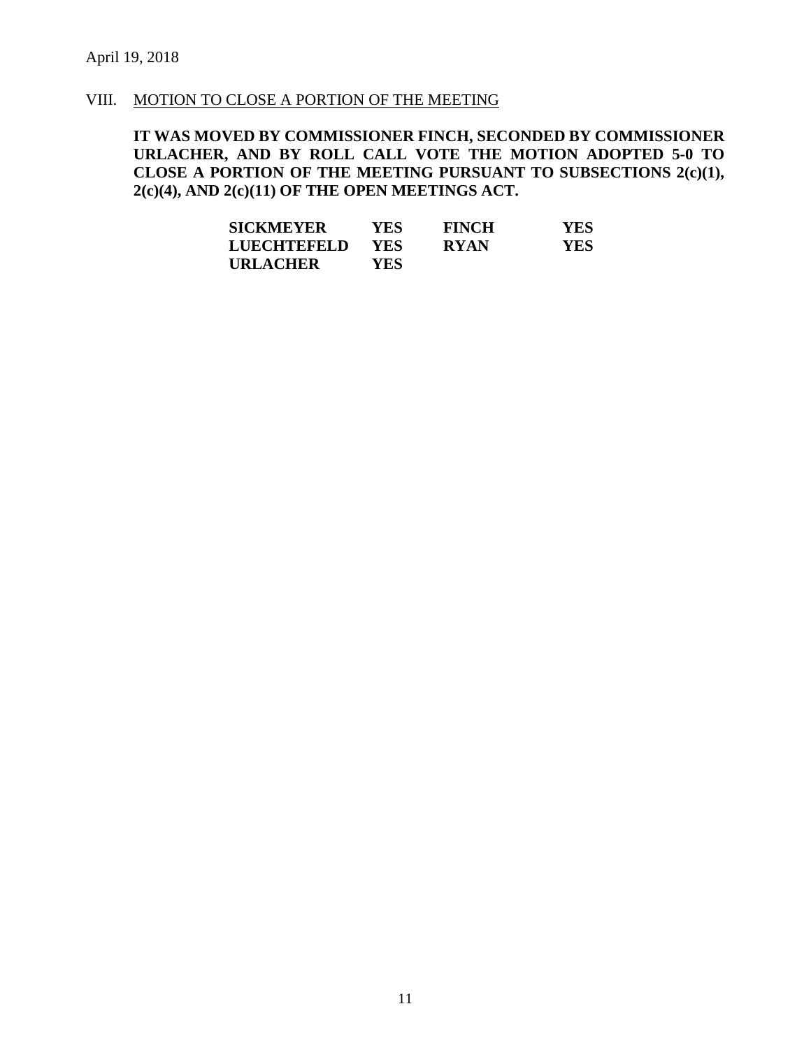April 19, 2018

VIII. MOTION TO CLOSE A PORTION OF THE MEETING

**IT WAS MOVED BY COMMISSIONER FINCH, SECONDED BY COMMISSIONER URLACHER, AND BY ROLL CALL VOTE THE MOTION ADOPTED 5-0 TO CLOSE A PORTION OF THE MEETING PURSUANT TO SUBSECTIONS 2(c)(1), 2(c)(4), AND 2(c)(11) OF THE OPEN MEETINGS ACT.**

| | | | |
|---|---|---|---|
| **SICKMEYER** | **YES** | **FINCH** | **YES** |
| **LUECHTEFELD** | **YES** | **RYAN** | **YES** |
| **URLACHER** | **YES** | | |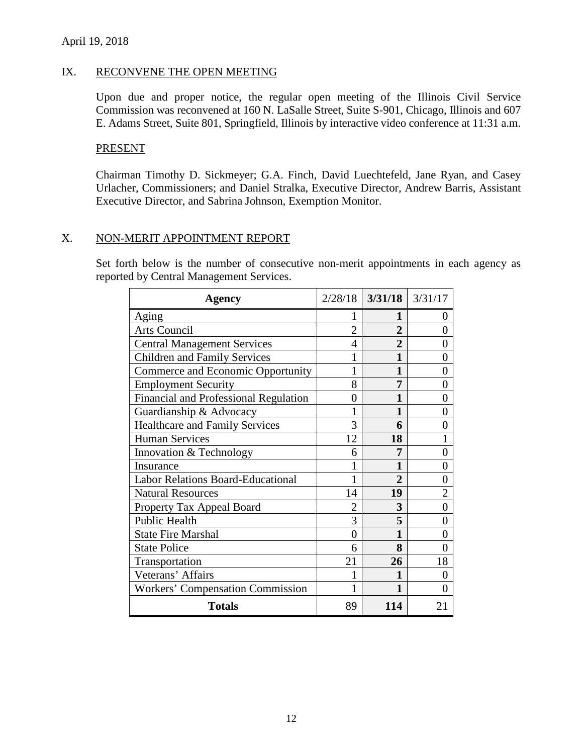April 19, 2018

## IX. RECONVENE THE OPEN MEETING

Upon due and proper notice, the regular open meeting of the Illinois Civil Service Commission was reconvened at 160 N. LaSalle Street, Suite S-901, Chicago, Illinois and 607 E. Adams Street, Suite 801, Springfield, Illinois by interactive video conference at 11:31 a.m.

### PRESENT

Chairman Timothy D. Sickmeyer; G.A. Finch, David Luechtefeld, Jane Ryan, and Casey Urlacher, Commissioners; and Daniel Stralka, Executive Director, Andrew Barris, Assistant Executive Director, and Sabrina Johnson, Exemption Monitor.

## X. NON-MERIT APPOINTMENT REPORT

Set forth below is the number of consecutive non-merit appointments in each agency as reported by Central Management Services.

| Agency | 2/28/18 | **3/31/18** | 3/31/17 |
|---|---|---|---|
| Aging | 1 | **1** | 0 |
| Arts Council | 2 | **2** | 0 |
| Central Management Services | 4 | **2** | 0 |
| Children and Family Services | 1 | **1** | 0 |
| Commerce and Economic Opportunity | 1 | **1** | 0 |
| Employment Security | 8 | **7** | 0 |
| Financial and Professional Regulation | 0 | **1** | 0 |
| Guardianship & Advocacy | 1 | **1** | 0 |
| Healthcare and Family Services | 3 | **6** | 0 |
| Human Services | 12 | **18** | 1 |
| Innovation & Technology | 6 | **7** | 0 |
| Insurance | 1 | **1** | 0 |
| Labor Relations Board-Educational | 1 | **2** | 0 |
| Natural Resources | 14 | **19** | 2 |
| Property Tax Appeal Board | 2 | **3** | 0 |
| Public Health | 3 | **5** | 0 |
| State Fire Marshal | 0 | **1** | 0 |
| State Police | 6 | **8** | 0 |
| Transportation | 21 | **26** | 18 |
| Veterans' Affairs | 1 | **1** | 0 |
| Workers' Compensation Commission | 1 | **1** | 0 |
| **Totals** | 89 | **114** | 21 |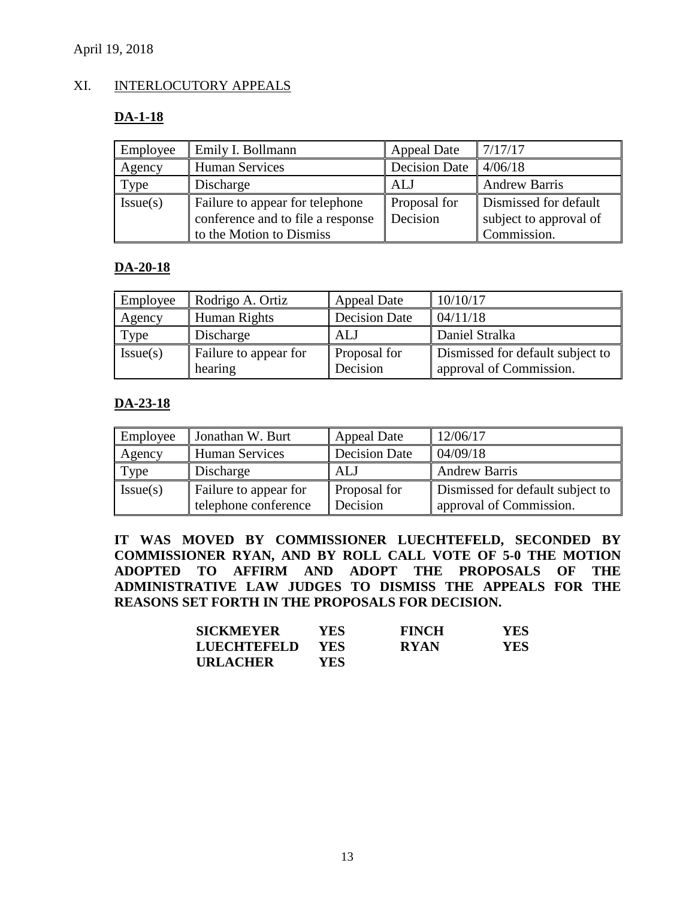April 19, 2018

## XI. INTERLOCUTORY APPEALS

### DA-1-18

| Employee | Emily I. Bollmann | Appeal Date | 7/17/17 |
|---|---|---|---|
| Agency | Human Services | Decision Date | 4/06/18 |
| Type | Discharge | ALJ | Andrew Barris |
| Issue(s) | Failure to appear for telephone conference and to file a response to the Motion to Dismiss | Proposal for Decision | Dismissed for default subject to approval of Commission. |

### DA-20-18

| Employee | Rodrigo A. Ortiz | Appeal Date | 10/10/17 |
|---|---|---|---|
| Agency | Human Rights | Decision Date | 04/11/18 |
| Type | Discharge | ALJ | Daniel Stralka |
| Issue(s) | Failure to appear for hearing | Proposal for Decision | Dismissed for default subject to approval of Commission. |

### DA-23-18

| Employee | Jonathan W. Burt | Appeal Date | 12/06/17 |
|---|---|---|---|
| Agency | Human Services | Decision Date | 04/09/18 |
| Type | Discharge | ALJ | Andrew Barris |
| Issue(s) | Failure to appear for telephone conference | Proposal for Decision | Dismissed for default subject to approval of Commission. |

**IT WAS MOVED BY COMMISSIONER LUECHTEFELD, SECONDED BY COMMISSIONER RYAN, AND BY ROLL CALL VOTE OF 5-0 THE MOTION ADOPTED TO AFFIRM AND ADOPT THE PROPOSALS OF THE ADMINISTRATIVE LAW JUDGES TO DISMISS THE APPEALS FOR THE REASONS SET FORTH IN THE PROPOSALS FOR DECISION.**

| | | | |
|---|---|---|---|
| **SICKMEYER** | **YES** | **FINCH** | **YES** |
| **LUECHTEFELD** | **YES** | **RYAN** | **YES** |
| **URLACHER** | **YES** | | |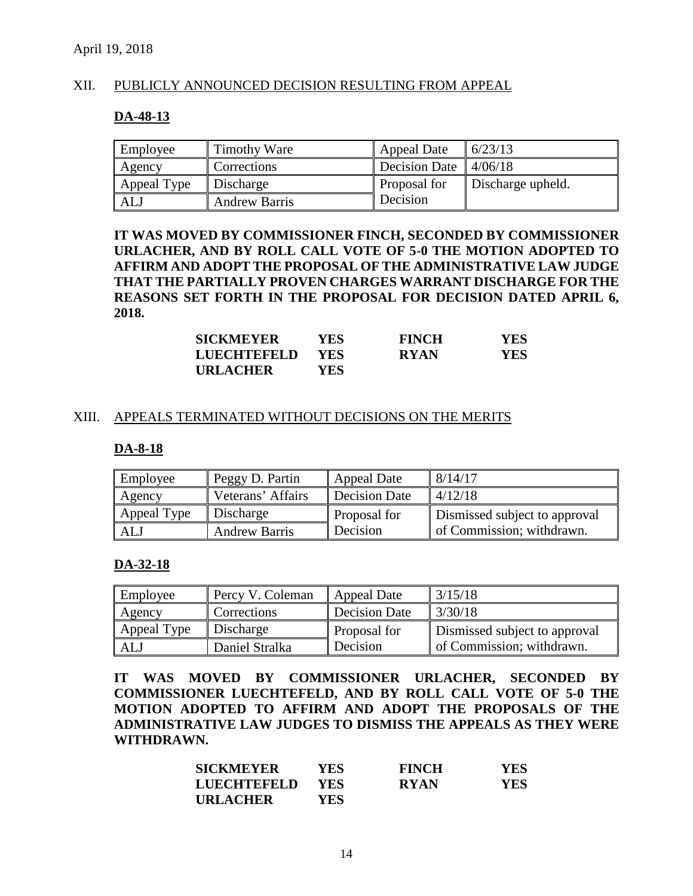April 19, 2018

XII. PUBLICLY ANNOUNCED DECISION RESULTING FROM APPEAL

**DA-48-13**

| Employee | Timothy Ware | Appeal Date | 6/23/13 |
|---|---|---|---|
| Agency | Corrections | Decision Date | 4/06/18 |
| Appeal Type | Discharge | Proposal for Decision | Discharge upheld. |
| ALJ | Andrew Barris | | |

**IT WAS MOVED BY COMMISSIONER FINCH, SECONDED BY COMMISSIONER URLACHER, AND BY ROLL CALL VOTE OF 5-0 THE MOTION ADOPTED TO AFFIRM AND ADOPT THE PROPOSAL OF THE ADMINISTRATIVE LAW JUDGE THAT THE PARTIALLY PROVEN CHARGES WARRANT DISCHARGE FOR THE REASONS SET FORTH IN THE PROPOSAL FOR DECISION DATED APRIL 6, 2018.**

| | | | |
|---|---|---|---|
| **SICKMEYER** | **YES** | **FINCH** | **YES** |
| **LUECHTEFELD** | **YES** | **RYAN** | **YES** |
| **URLACHER** | **YES** | | |

XIII. APPEALS TERMINATED WITHOUT DECISIONS ON THE MERITS

**DA-8-18**

| Employee | Peggy D. Partin | Appeal Date | 8/14/17 |
|---|---|---|---|
| Agency | Veterans' Affairs | Decision Date | 4/12/18 |
| Appeal Type | Discharge | Proposal for Decision | Dismissed subject to approval of Commission; withdrawn. |
| ALJ | Andrew Barris | | |

**DA-32-18**

| Employee | Percy V. Coleman | Appeal Date | 3/15/18 |
|---|---|---|---|
| Agency | Corrections | Decision Date | 3/30/18 |
| Appeal Type | Discharge | Proposal for Decision | Dismissed subject to approval of Commission; withdrawn. |
| ALJ | Daniel Stralka | | |

**IT WAS MOVED BY COMMISSIONER URLACHER, SECONDED BY COMMISSIONER LUECHTEFELD, AND BY ROLL CALL VOTE OF 5-0 THE MOTION ADOPTED TO AFFIRM AND ADOPT THE PROPOSALS OF THE ADMINISTRATIVE LAW JUDGES TO DISMISS THE APPEALS AS THEY WERE WITHDRAWN.**

| | | | |
|---|---|---|---|
| **SICKMEYER** | **YES** | **FINCH** | **YES** |
| **LUECHTEFELD** | **YES** | **RYAN** | **YES** |
| **URLACHER** | **YES** | | |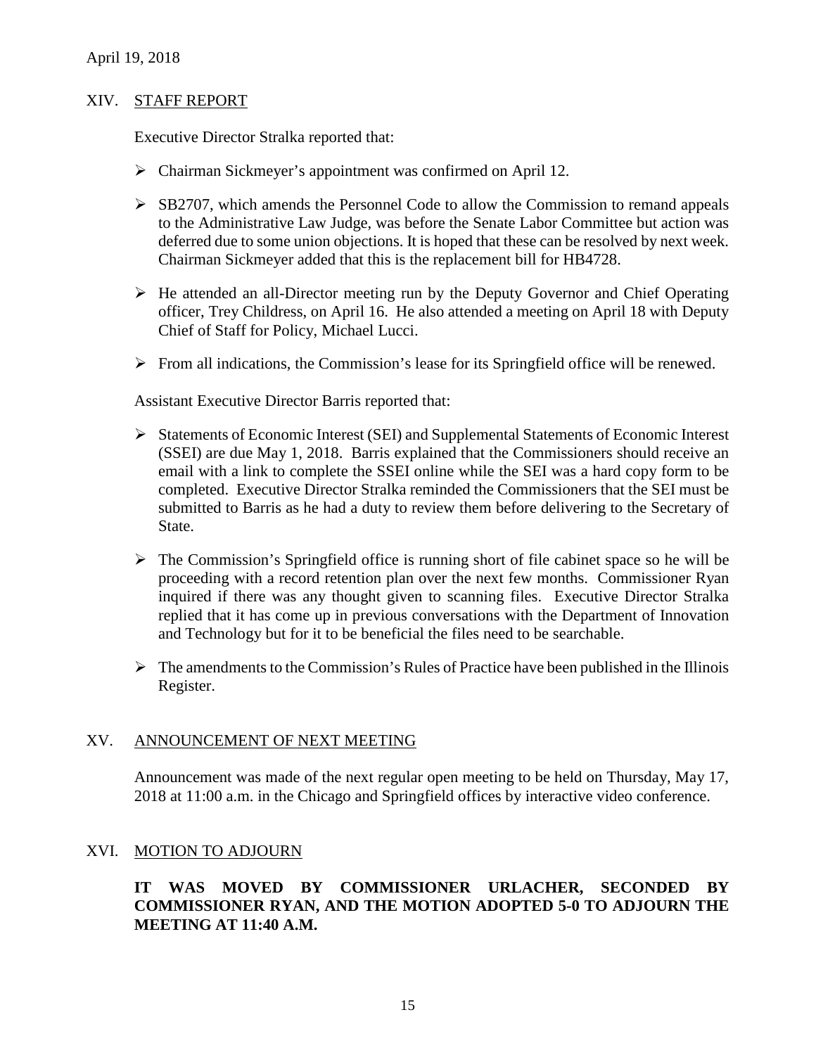April 19, 2018

## XIV. STAFF REPORT

Executive Director Stralka reported that:

- Chairman Sickmeyer's appointment was confirmed on April 12.
- SB2707, which amends the Personnel Code to allow the Commission to remand appeals to the Administrative Law Judge, was before the Senate Labor Committee but action was deferred due to some union objections. It is hoped that these can be resolved by next week. Chairman Sickmeyer added that this is the replacement bill for HB4728.
- He attended an all-Director meeting run by the Deputy Governor and Chief Operating officer, Trey Childress, on April 16. He also attended a meeting on April 18 with Deputy Chief of Staff for Policy, Michael Lucci.
- From all indications, the Commission's lease for its Springfield office will be renewed.

Assistant Executive Director Barris reported that:

- Statements of Economic Interest (SEI) and Supplemental Statements of Economic Interest (SSEI) are due May 1, 2018. Barris explained that the Commissioners should receive an email with a link to complete the SSEI online while the SEI was a hard copy form to be completed. Executive Director Stralka reminded the Commissioners that the SEI must be submitted to Barris as he had a duty to review them before delivering to the Secretary of State.
- The Commission's Springfield office is running short of file cabinet space so he will be proceeding with a record retention plan over the next few months. Commissioner Ryan inquired if there was any thought given to scanning files. Executive Director Stralka replied that it has come up in previous conversations with the Department of Innovation and Technology but for it to be beneficial the files need to be searchable.
- The amendments to the Commission's Rules of Practice have been published in the Illinois Register.

## XV. ANNOUNCEMENT OF NEXT MEETING

Announcement was made of the next regular open meeting to be held on Thursday, May 17, 2018 at 11:00 a.m. in the Chicago and Springfield offices by interactive video conference.

## XVI. MOTION TO ADJOURN

**IT WAS MOVED BY COMMISSIONER URLACHER, SECONDED BY COMMISSIONER RYAN, AND THE MOTION ADOPTED 5-0 TO ADJOURN THE MEETING AT 11:40 A.M.**